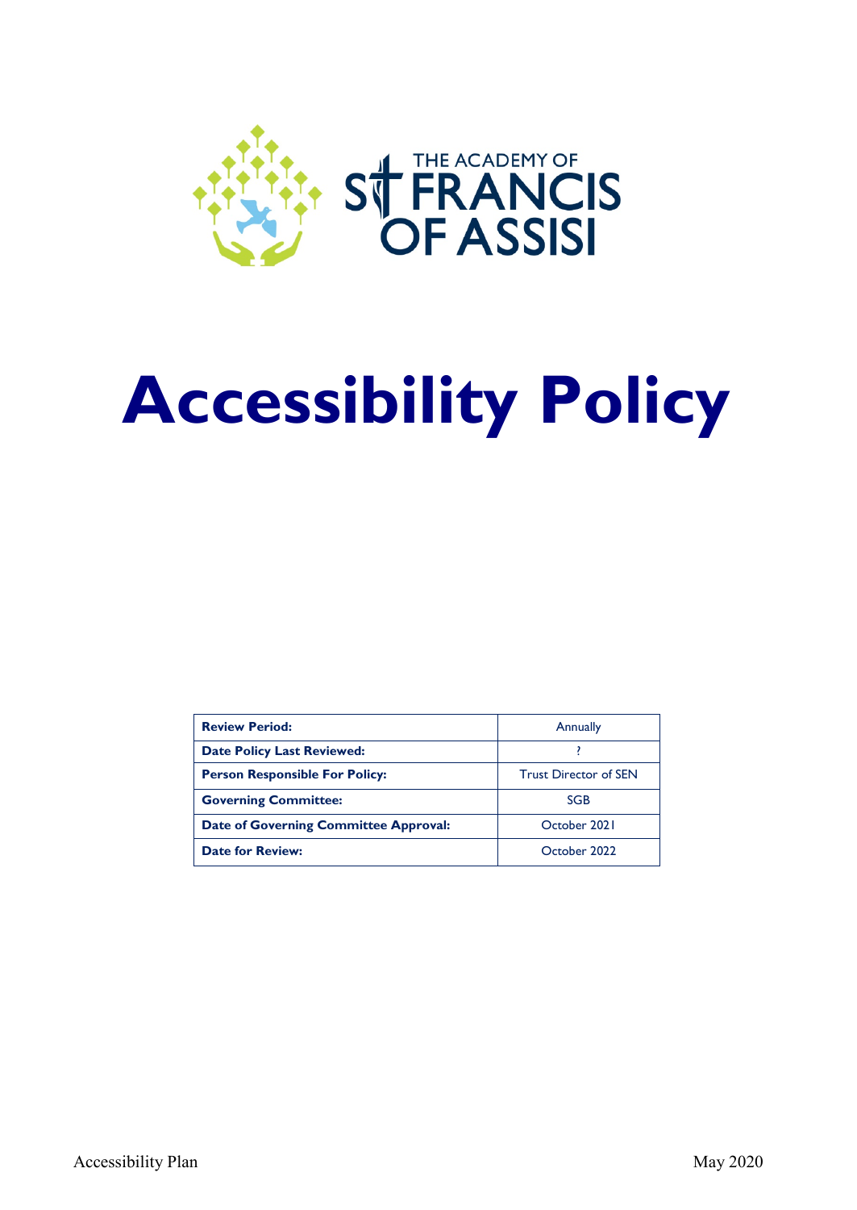THE ACADEMY OF ST FRANCIS OF ASSISI

# Accessibility Policy

| **Review Period:** | Annually |
|---|---|
| **Date Policy Last Reviewed:** | ? |
| **Person Responsible For Policy:** | Trust Director of SEN |
| **Governing Committee:** | SGB |
| **Date of Governing Committee Approval:** | October 2021 |
| **Date for Review:** | October 2022 |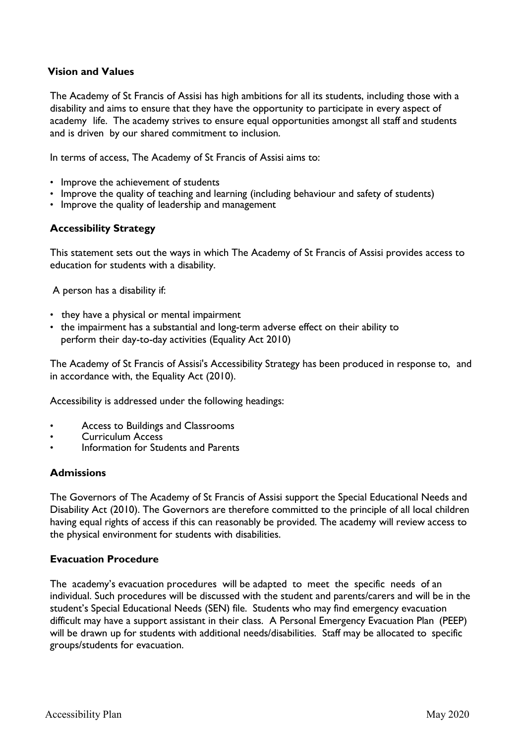## Vision and Values

The Academy of St Francis of Assisi has high ambitions for all its students, including those with a disability and aims to ensure that they have the opportunity to participate in every aspect of academy life. The academy strives to ensure equal opportunities amongst all staff and students and is driven by our shared commitment to inclusion.

In terms of access, The Academy of St Francis of Assisi aims to:

- Improve the achievement of students
- Improve the quality of teaching and learning (including behaviour and safety of students)
- Improve the quality of leadership and management

## Accessibility Strategy

This statement sets out the ways in which The Academy of St Francis of Assisi provides access to education for students with a disability.

A person has a disability if:

- they have a physical or mental impairment
- the impairment has a substantial and long-term adverse effect on their ability to perform their day-to-day activities (Equality Act 2010)

The Academy of St Francis of Assisi's Accessibility Strategy has been produced in response to, and in accordance with, the Equality Act (2010).

Accessibility is addressed under the following headings:

- Access to Buildings and Classrooms
- Curriculum Access
- Information for Students and Parents

## Admissions

The Governors of The Academy of St Francis of Assisi support the Special Educational Needs and Disability Act (2010). The Governors are therefore committed to the principle of all local children having equal rights of access if this can reasonably be provided. The academy will review access to the physical environment for students with disabilities.

## Evacuation Procedure

The academy's evacuation procedures will be adapted to meet the specific needs of an individual. Such procedures will be discussed with the student and parents/carers and will be in the student's Special Educational Needs (SEN) file. Students who may find emergency evacuation difficult may have a support assistant in their class. A Personal Emergency Evacuation Plan (PEEP) will be drawn up for students with additional needs/disabilities. Staff may be allocated to specific groups/students for evacuation.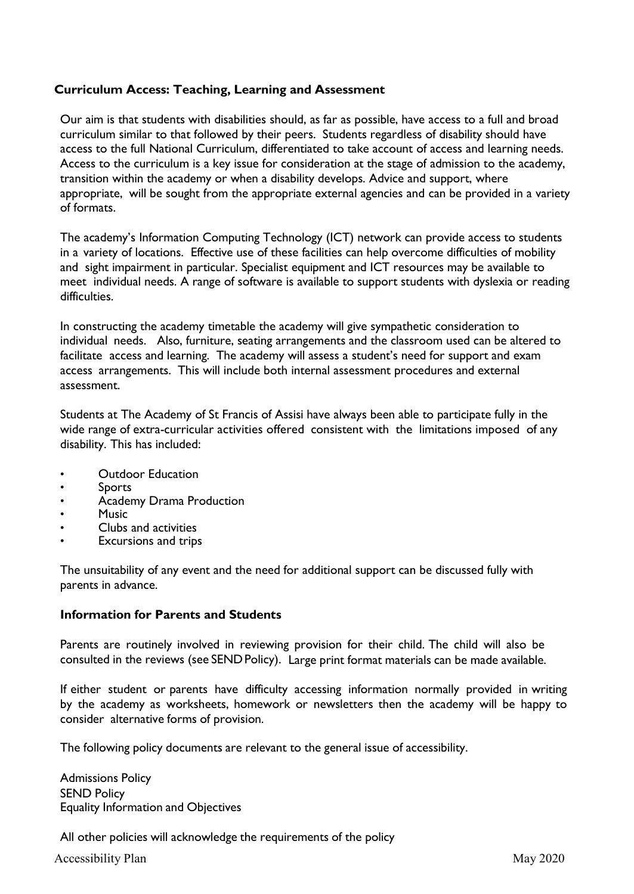## Curriculum Access: Teaching, Learning and Assessment

Our aim is that students with disabilities should, as far as possible, have access to a full and broad curriculum similar to that followed by their peers. Students regardless of disability should have access to the full National Curriculum, differentiated to take account of access and learning needs. Access to the curriculum is a key issue for consideration at the stage of admission to the academy, transition within the academy or when a disability develops. Advice and support, where appropriate, will be sought from the appropriate external agencies and can be provided in a variety of formats.

The academy's Information Computing Technology (ICT) network can provide access to students in a variety of locations. Effective use of these facilities can help overcome difficulties of mobility and sight impairment in particular. Specialist equipment and ICT resources may be available to meet individual needs. A range of software is available to support students with dyslexia or reading difficulties.

In constructing the academy timetable the academy will give sympathetic consideration to individual needs. Also, furniture, seating arrangements and the classroom used can be altered to facilitate access and learning. The academy will assess a student's need for support and exam access arrangements. This will include both internal assessment procedures and external assessment.

Students at The Academy of St Francis of Assisi have always been able to participate fully in the wide range of extra-curricular activities offered consistent with the limitations imposed of any disability. This has included:

- Outdoor Education
- Sports
- Academy Drama Production
- Music
- Clubs and activities
- Excursions and trips

The unsuitability of any event and the need for additional support can be discussed fully with parents in advance.

## Information for Parents and Students

Parents are routinely involved in reviewing provision for their child. The child will also be consulted in the reviews (see SEND Policy). Large print format materials can be made available.

If either student or parents have difficulty accessing information normally provided in writing by the academy as worksheets, homework or newsletters then the academy will be happy to consider alternative forms of provision.

The following policy documents are relevant to the general issue of accessibility.

Admissions Policy
SEND Policy
Equality Information and Objectives

All other policies will acknowledge the requirements of the policy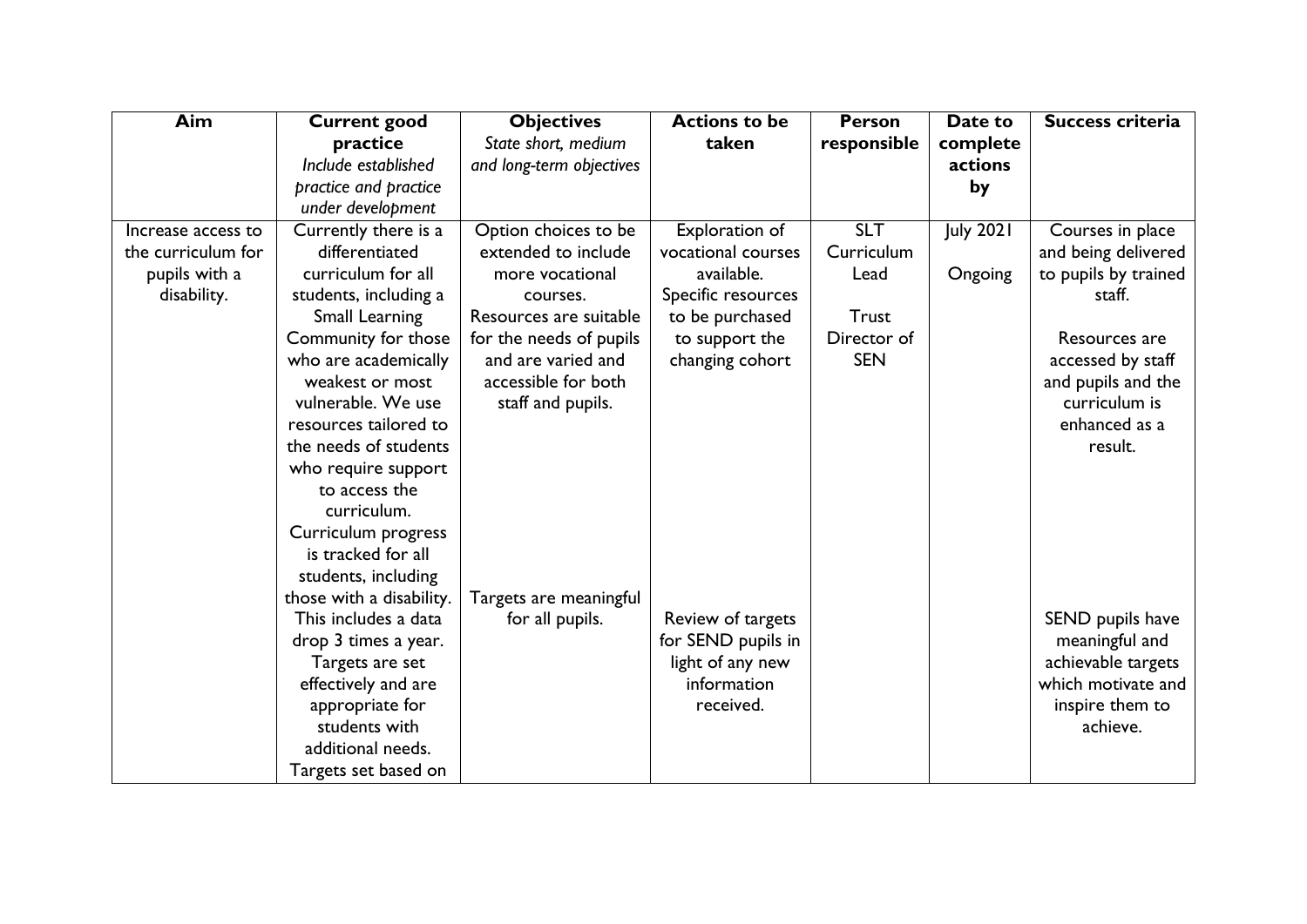| Aim | Current good practice *Include established practice and practice under development* | Objectives *State short, medium and long-term objectives* | Actions to be taken | Person responsible | Date to complete actions by | Success criteria |
| --- | --- | --- | --- | --- | --- | --- |
| Increase access to the curriculum for pupils with a disability. | Currently there is a differentiated curriculum for all students, including a Small Learning Community for those who are academically weakest or most vulnerable. We use resources tailored to the needs of students who require support to access the curriculum. | Option choices to be extended to include more vocational courses. Resources are suitable for the needs of pupils and are varied and accessible for both staff and pupils. | Exploration of vocational courses available. Specific resources to be purchased to support the changing cohort | SLT Curriculum Lead<br><br>Trust Director of SEN | July 2021<br><br>Ongoing | Courses in place and being delivered to pupils by trained staff.<br><br>Resources are accessed by staff and pupils and the curriculum is enhanced as a result. |
| | Curriculum progress is tracked for all students, including those with a disability. This includes a data drop 3 times a year. Targets are set effectively and are appropriate for students with additional needs. Targets set based on | Targets are meaningful for all pupils. | Review of targets for SEND pupils in light of any new information received. | | | SEND pupils have meaningful and achievable targets which motivate and inspire them to achieve. |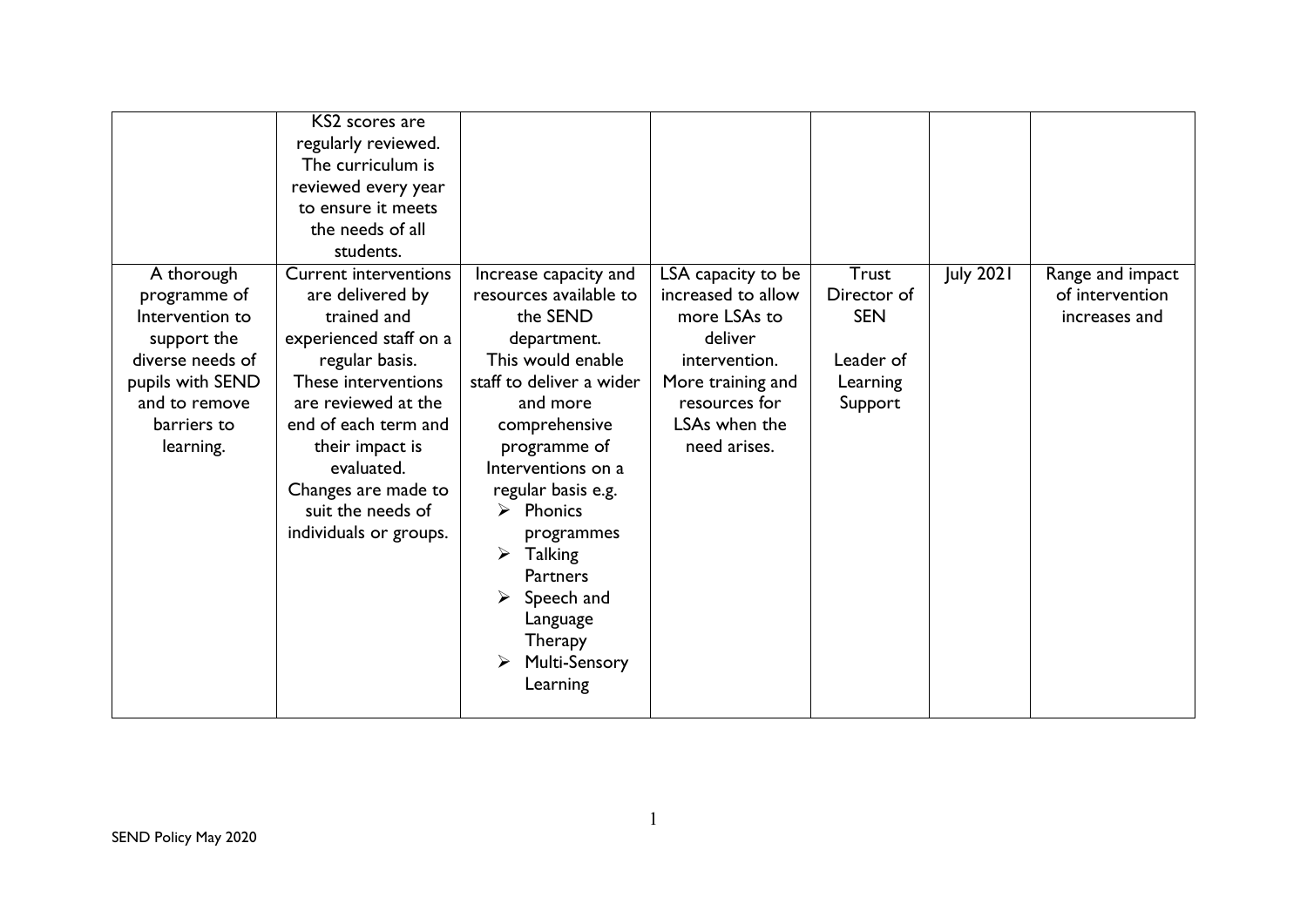| | | | | | | |
|---|---|---|---|---|---|---|
| | KS2 scores are regularly reviewed. The curriculum is reviewed every year to ensure it meets the needs of all students. | | | | | |
| A thorough programme of Intervention to support the diverse needs of pupils with SEND and to remove barriers to learning. | Current interventions are delivered by trained and experienced staff on a regular basis. These interventions are reviewed at the end of each term and their impact is evaluated. Changes are made to suit the needs of individuals or groups. | Increase capacity and resources available to the SEND department. This would enable staff to deliver a wider and more comprehensive programme of Interventions on a regular basis e.g. <br>➢ Phonics programmes <br>➢ Talking Partners <br>➢ Speech and Language Therapy <br>➢ Multi-Sensory Learning | LSA capacity to be increased to allow more LSAs to deliver intervention. More training and resources for LSAs when the need arises. | Trust Director of SEN <br><br>Leader of Learning Support | July 2021 | Range and impact of intervention increases and |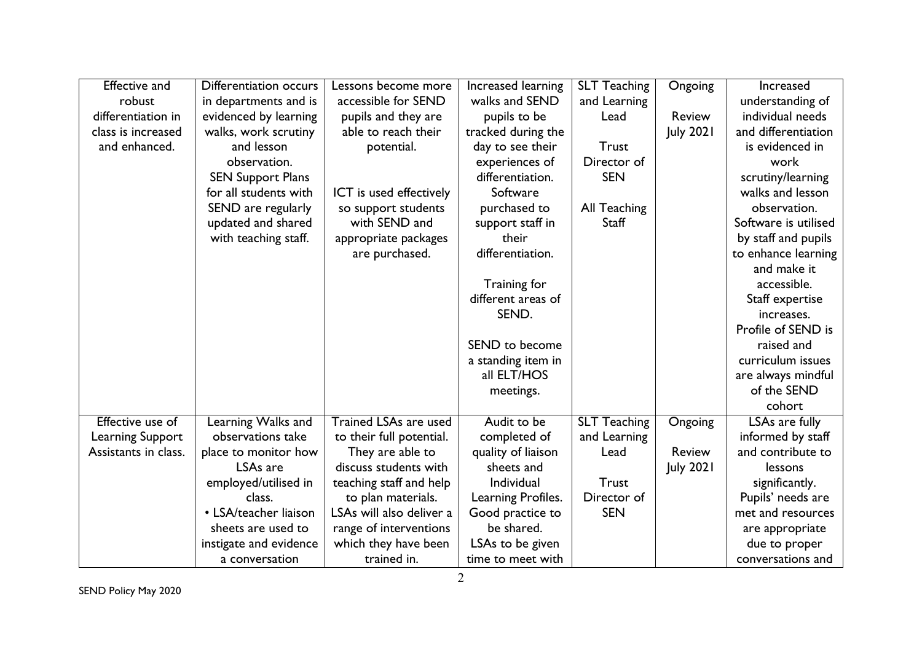| Effective and robust differentiation in class is increased and enhanced. | Differentiation occurs in departments and is evidenced by learning walks, work scrutiny and lesson observation.<br>SEN Support Plans for all students with SEND are regularly updated and shared with teaching staff. | Lessons become more accessible for SEND pupils and they are able to reach their potential.<br><br>ICT is used effectively so support students with SEND and appropriate packages are purchased. | Increased learning walks and SEND pupils to be tracked during the day to see their experiences of differentiation.<br>Software purchased to support staff in their differentiation.<br><br>Training for different areas of SEND.<br><br>SEND to become a standing item in all ELT/HOS meetings. | SLT Teaching and Learning Lead<br><br>Trust Director of SEN<br><br>All Teaching Staff | Ongoing<br><br>Review July 2021 | Increased understanding of individual needs and differentiation is evidenced in work scrutiny/learning walks and lesson observation.<br>Software is utilised by staff and pupils to enhance learning and make it accessible.<br>Staff expertise increases.<br>Profile of SEND is raised and curriculum issues are always mindful of the SEND cohort |
|---|---|---|---|---|---|---|
| Effective use of Learning Support Assistants in class. | Learning Walks and observations take place to monitor how LSAs are employed/utilised in class.<br>• LSA/teacher liaison sheets are used to instigate and evidence a conversation | Trained LSAs are used to their full potential. They are able to discuss students with teaching staff and help to plan materials. LSAs will also deliver a range of interventions which they have been trained in. | Audit to be completed of quality of liaison sheets and Individual Learning Profiles. Good practice to be shared. LSAs to be given time to meet with | SLT Teaching and Learning Lead<br><br>Trust Director of SEN | Ongoing<br><br>Review July 2021 | LSAs are fully informed by staff and contribute to lessons significantly. Pupils' needs are met and resources are appropriate due to proper conversations and |

SEND Policy May 2020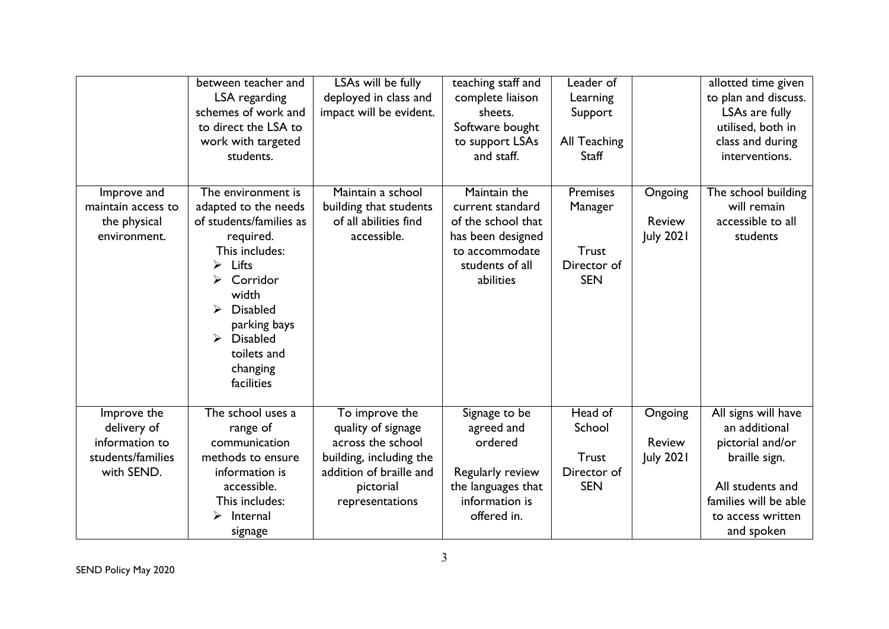| | | | | | | |
|---|---|---|---|---|---|---|
| | between teacher and LSA regarding schemes of work and to direct the LSA to work with targeted students. | LSAs will be fully deployed in class and impact will be evident. | teaching staff and complete liaison sheets. Software bought to support LSAs and staff. | Leader of Learning Support<br><br>All Teaching Staff | | allotted time given to plan and discuss. LSAs are fully utilised, both in class and during interventions. |
| Improve and maintain access to the physical environment. | The environment is adapted to the needs of students/families as required.<br>This includes:<br>➢ Lifts<br>➢ Corridor width<br>➢ Disabled parking bays<br>➢ Disabled toilets and changing facilities | Maintain a school building that students of all abilities find accessible. | Maintain the current standard of the school that has been designed to accommodate students of all abilities | Premises Manager<br><br>Trust Director of SEN | Ongoing<br><br>Review July 2021 | The school building will remain accessible to all students |
| Improve the delivery of information to students/families with SEND. | The school uses a range of communication methods to ensure information is accessible.<br>This includes:<br>➢ Internal signage | To improve the quality of signage across the school building, including the addition of braille and pictorial representations | Signage to be agreed and ordered<br><br>Regularly review the languages that information is offered in. | Head of School<br><br>Trust Director of SEN | Ongoing<br><br>Review July 2021 | All signs will have an additional pictorial and/or braille sign.<br><br>All students and families will be able to access written and spoken |

SEND Policy May 2020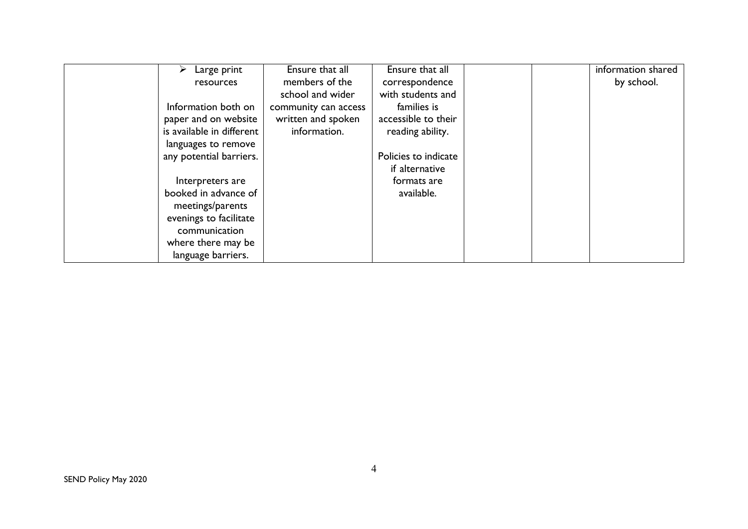| | | | | | | |
|---|---|---|---|---|---|---|
| | ➢ Large print resources<br><br>Information both on paper and on website is available in different languages to remove any potential barriers.<br><br>Interpreters are booked in advance of meetings/parents evenings to facilitate communication where there may be language barriers. | Ensure that all members of the school and wider community can access written and spoken information. | Ensure that all correspondence with students and families is accessible to their reading ability.<br><br>Policies to indicate if alternative formats are available. | | | information shared by school. |